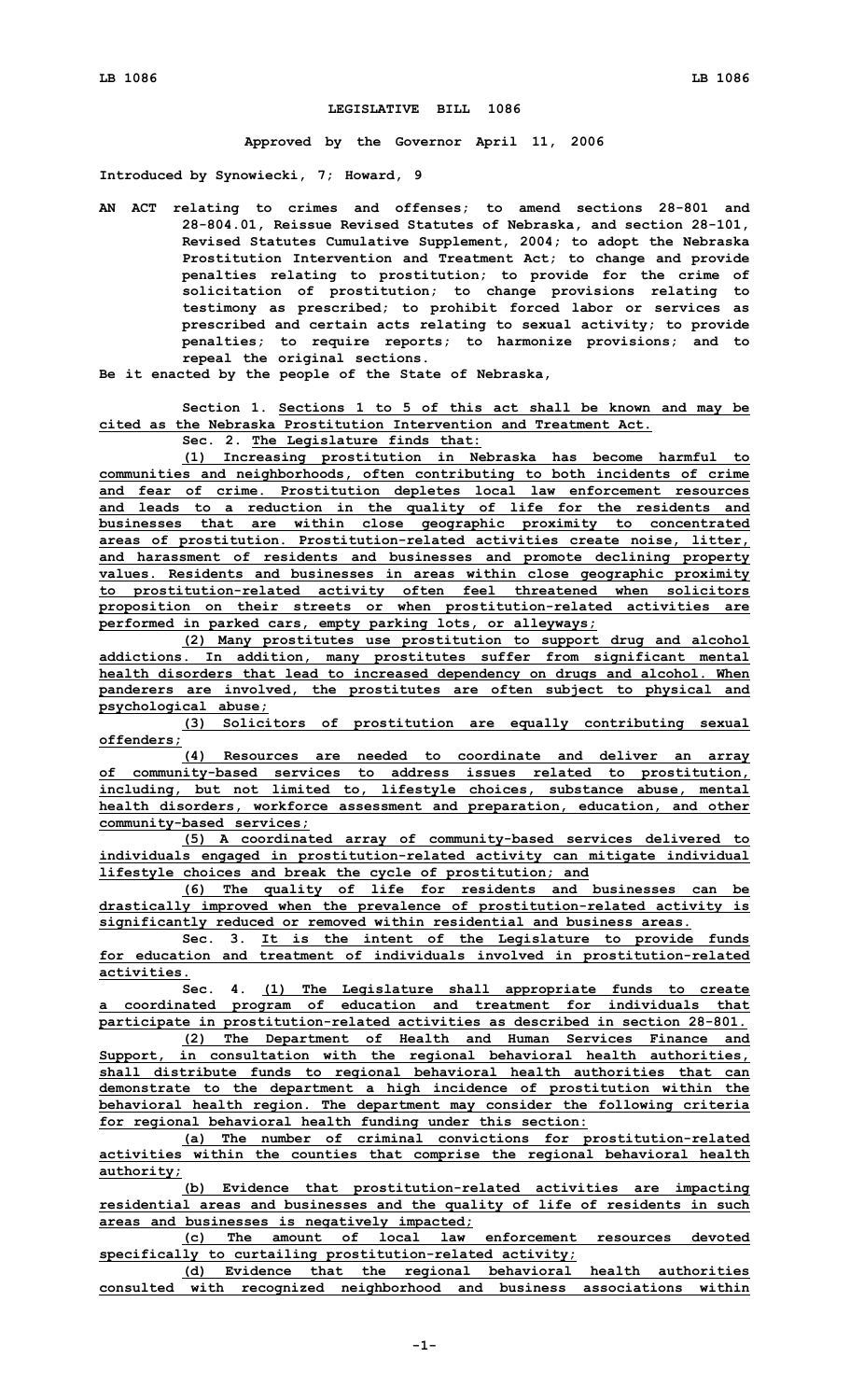# LEGISLATIVE BILL 1086

**Approved by the Governor April 11, 2006**

**Introduced by Synowiecki, 7; Howard, 9**

**AN ACT relating to crimes and offenses; to amend sections 28-801 and 28-804.01, Reissue Revised Statutes of Nebraska, and section 28-101, Revised Statutes Cumulative Supplement, 2004; to adopt the Nebraska Prostitution Intervention and Treatment Act; to change and provide penalties relating to prostitution; to provide for the crime of solicitation of prostitution; to change provisions relating to testimony as prescribed; to prohibit forced labor or services as prescribed and certain acts relating to sexual activity; to provide penalties; to require reports; to harmonize provisions; and to repeal the original sections.**

**Be it enacted by the people of the State of Nebraska,**

**Section 1. Sections 1 to 5 of this act shall be known and may be cited as the Nebraska Prostitution Intervention and Treatment Act.**

**Sec. 2. The Legislature finds that:**

**(1) Increasing prostitution in Nebraska has become harmful to communities and neighborhoods, often contributing to both incidents of crime and fear of crime. Prostitution depletes local law enforcement resources and leads to a reduction in the quality of life for the residents and businesses that are within close geographic proximity to concentrated areas of prostitution. Prostitution-related activities create noise, litter, and harassment of residents and businesses and promote declining property values. Residents and businesses in areas within close geographic proximity to prostitution-related activity often feel threatened when solicitors proposition on their streets or when prostitution-related activities are performed in parked cars, empty parking lots, or alleyways;**

**(2) Many prostitutes use prostitution to support drug and alcohol addictions. In addition, many prostitutes suffer from significant mental health disorders that lead to increased dependency on drugs and alcohol. When panderers are involved, the prostitutes are often subject to physical and psychological abuse;**

**(3) Solicitors of prostitution are equally contributing sexual offenders;**

**(4) Resources are needed to coordinate and deliver an array of community-based services to address issues related to prostitution, including, but not limited to, lifestyle choices, substance abuse, mental health disorders, workforce assessment and preparation, education, and other community-based services;**

**(5) A coordinated array of community-based services delivered to individuals engaged in prostitution-related activity can mitigate individual lifestyle choices and break the cycle of prostitution; and**

**(6) The quality of life for residents and businesses can be drastically improved when the prevalence of prostitution-related activity is significantly reduced or removed within residential and business areas.**

**Sec. 3. It is the intent of the Legislature to provide funds for education and treatment of individuals involved in prostitution-related activities.**

**Sec. 4. (1) The Legislature shall appropriate funds to create a coordinated program of education and treatment for individuals that participate in prostitution-related activities as described in section 28-801.**

**(2) The Department of Health and Human Services Finance and Support, in consultation with the regional behavioral health authorities, shall distribute funds to regional behavioral health authorities that can demonstrate to the department a high incidence of prostitution within the behavioral health region. The department may consider the following criteria for regional behavioral health funding under this section:**

**(a) The number of criminal convictions for prostitution-related activities within the counties that comprise the regional behavioral health authority;**

**(b) Evidence that prostitution-related activities are impacting residential areas and businesses and the quality of life of residents in such areas and businesses is negatively impacted;**

**(c) The amount of local law enforcement resources devoted specifically to curtailing prostitution-related activity;**

**(d) Evidence that the regional behavioral health authorities consulted with recognized neighborhood and business associations within**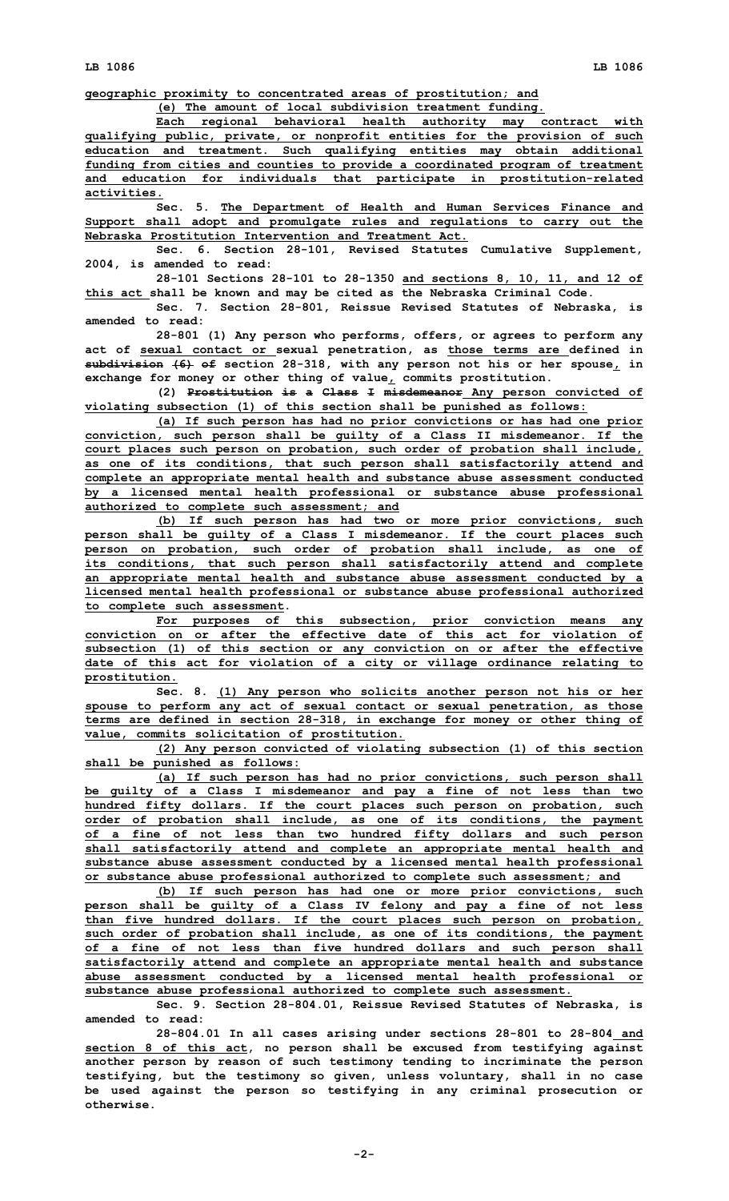geographic proximity to concentrated areas of prostitution; and

(e) The amount of local subdivision treatment funding.

Each regional behavioral health authority may contract with qualifying public, private, or nonprofit entities for the provision of such education and treatment. Such qualifying entities may obtain additional funding from cities and counties to provide a coordinated program of treatment and education for individuals that participate in prostitution-related activities.

Sec. 5. The Department of Health and Human Services Finance and Support shall adopt and promulgate rules and regulations to carry out the Nebraska Prostitution Intervention and Treatment Act.

Sec. 6. Section 28-101, Revised Statutes Cumulative Supplement, 2004, is amended to read:

28-101 Sections 28-101 to 28-1350 and sections 8, 10, 11, and 12 of this act shall be known and may be cited as the Nebraska Criminal Code.

Sec. 7. Section 28-801, Reissue Revised Statutes of Nebraska, is amended to read:

28-801 (1) Any person who performs, offers, or agrees to perform any act of sexual contact or sexual penetration, as those terms are defined in ~~subdivision (6) of~~ section 28-318, with any person not his or her spouse, in exchange for money or other thing of value, commits prostitution.

(2) ~~Prostitution is a Class I misdemeanor~~ Any person convicted of violating subsection (1) of this section shall be punished as follows:

(a) If such person has had no prior convictions or has had one prior conviction, such person shall be guilty of a Class II misdemeanor. If the court places such person on probation, such order of probation shall include, as one of its conditions, that such person shall satisfactorily attend and complete an appropriate mental health and substance abuse assessment conducted by a licensed mental health professional or substance abuse professional authorized to complete such assessment; and

(b) If such person has had two or more prior convictions, such person shall be guilty of a Class I misdemeanor. If the court places such person on probation, such order of probation shall include, as one of its conditions, that such person shall satisfactorily attend and complete an appropriate mental health and substance abuse assessment conducted by a licensed mental health professional or substance abuse professional authorized to complete such assessment.

For purposes of this subsection, prior conviction means any conviction on or after the effective date of this act for violation of subsection (1) of this section or any conviction on or after the effective date of this act for violation of a city or village ordinance relating to prostitution.

Sec. 8. (1) Any person who solicits another person not his or her spouse to perform any act of sexual contact or sexual penetration, as those terms are defined in section 28-318, in exchange for money or other thing of value, commits solicitation of prostitution.

(2) Any person convicted of violating subsection (1) of this section shall be punished as follows:

(a) If such person has had no prior convictions, such person shall be guilty of a Class I misdemeanor and pay a fine of not less than two hundred fifty dollars. If the court places such person on probation, such order of probation shall include, as one of its conditions, the payment of a fine of not less than two hundred fifty dollars and such person shall satisfactorily attend and complete an appropriate mental health and substance abuse assessment conducted by a licensed mental health professional or substance abuse professional authorized to complete such assessment; and

(b) If such person has had one or more prior convictions, such person shall be guilty of a Class IV felony and pay a fine of not less than five hundred dollars. If the court places such person on probation, such order of probation shall include, as one of its conditions, the payment of a fine of not less than five hundred dollars and such person shall satisfactorily attend and complete an appropriate mental health and substance abuse assessment conducted by a licensed mental health professional or substance abuse professional authorized to complete such assessment.

Sec. 9. Section 28-804.01, Reissue Revised Statutes of Nebraska, is amended to read:

28-804.01 In all cases arising under sections 28-801 to 28-804 and section 8 of this act, no person shall be excused from testifying against another person by reason of such testimony tending to incriminate the person testifying, but the testimony so given, unless voluntary, shall in no case be used against the person so testifying in any criminal prosecution or otherwise.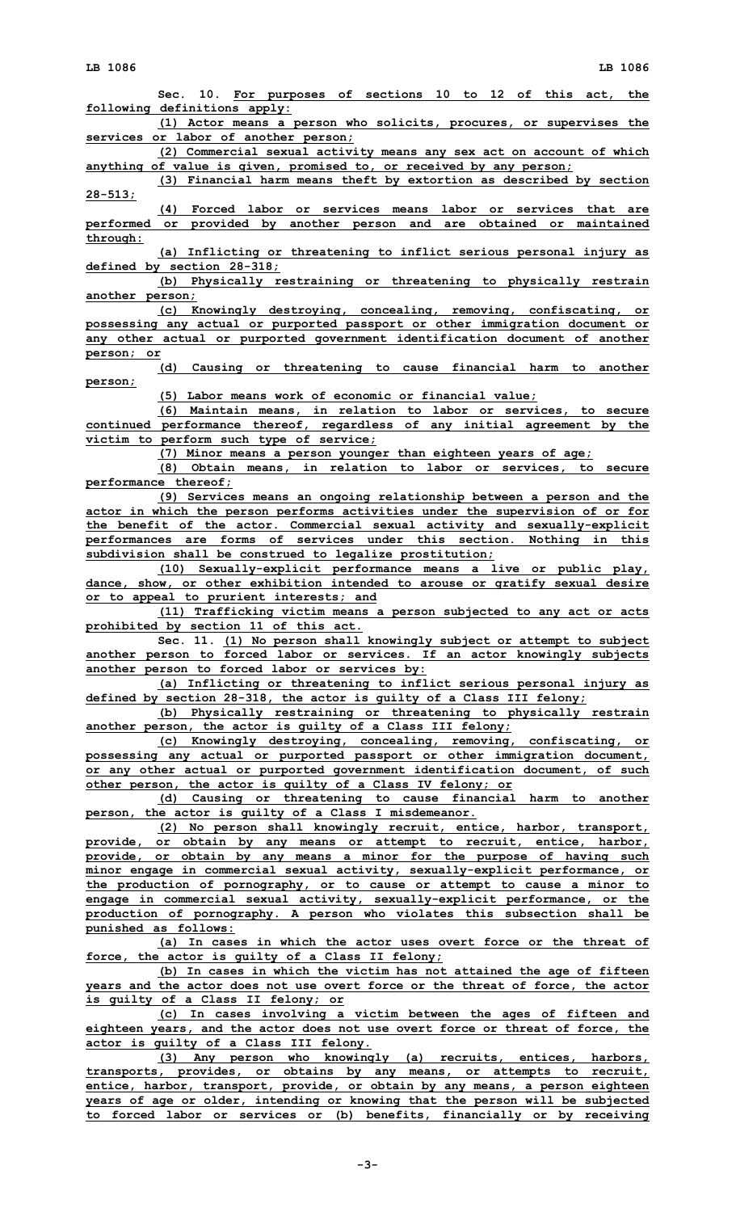Sec. 10. For purposes of sections 10 to 12 of this act, the following definitions apply:

(1) Actor means a person who solicits, procures, or supervises the services or labor of another person;

(2) Commercial sexual activity means any sex act on account of which anything of value is given, promised to, or received by any person;

(3) Financial harm means theft by extortion as described by section 28-513;

(4) Forced labor or services means labor or services that are performed or provided by another person and are obtained or maintained through:

(a) Inflicting or threatening to inflict serious personal injury as defined by section 28-318;

(b) Physically restraining or threatening to physically restrain another person;

(c) Knowingly destroying, concealing, removing, confiscating, or possessing any actual or purported passport or other immigration document or any other actual or purported government identification document of another person; or

(d) Causing or threatening to cause financial harm to another person;

(5) Labor means work of economic or financial value;

(6) Maintain means, in relation to labor or services, to secure continued performance thereof, regardless of any initial agreement by the victim to perform such type of service;

(7) Minor means a person younger than eighteen years of age;

(8) Obtain means, in relation to labor or services, to secure performance thereof;

(9) Services means an ongoing relationship between a person and the actor in which the person performs activities under the supervision of or for the benefit of the actor. Commercial sexual activity and sexually-explicit performances are forms of services under this section. Nothing in this subdivision shall be construed to legalize prostitution;

(10) Sexually-explicit performance means a live or public play, dance, show, or other exhibition intended to arouse or gratify sexual desire or to appeal to prurient interests; and

(11) Trafficking victim means a person subjected to any act or acts prohibited by section 11 of this act.

Sec. 11. (1) No person shall knowingly subject or attempt to subject another person to forced labor or services. If an actor knowingly subjects another person to forced labor or services by:

(a) Inflicting or threatening to inflict serious personal injury as defined by section 28-318, the actor is guilty of a Class III felony;

(b) Physically restraining or threatening to physically restrain another person, the actor is guilty of a Class III felony;

(c) Knowingly destroying, concealing, removing, confiscating, or possessing any actual or purported passport or other immigration document, or any other actual or purported government identification document, of such other person, the actor is guilty of a Class IV felony; or

(d) Causing or threatening to cause financial harm to another person, the actor is guilty of a Class I misdemeanor.

(2) No person shall knowingly recruit, entice, harbor, transport, provide, or obtain by any means or attempt to recruit, entice, harbor, provide, or obtain by any means a minor for the purpose of having such minor engage in commercial sexual activity, sexually-explicit performance, or the production of pornography, or to cause or attempt to cause a minor to engage in commercial sexual activity, sexually-explicit performance, or the production of pornography. A person who violates this subsection shall be punished as follows:

(a) In cases in which the actor uses overt force or the threat of force, the actor is guilty of a Class II felony;

(b) In cases in which the victim has not attained the age of fifteen years and the actor does not use overt force or the threat of force, the actor is guilty of a Class II felony; or

(c) In cases involving a victim between the ages of fifteen and eighteen years, and the actor does not use overt force or threat of force, the actor is guilty of a Class III felony.

(3) Any person who knowingly (a) recruits, entices, harbors, transports, provides, or obtains by any means, or attempts to recruit, entice, harbor, transport, provide, or obtain by any means, a person eighteen years of age or older, intending or knowing that the person will be subjected to forced labor or services or (b) benefits, financially or by receiving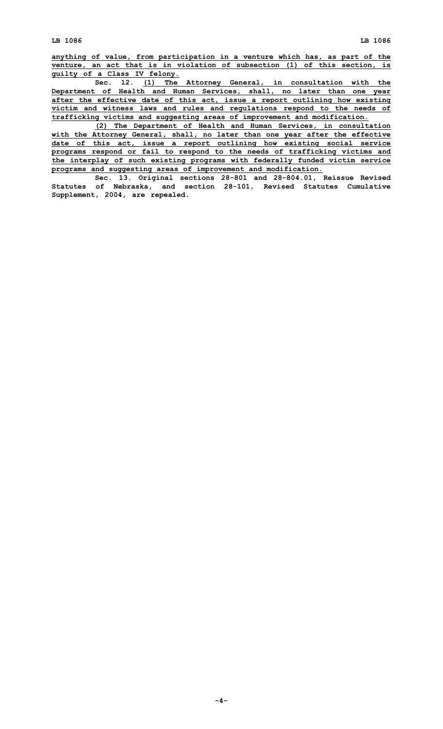anything of value, from participation in a venture which has, as part of the venture, an act that is in violation of subsection (1) of this section, is guilty of a Class IV felony.

Sec. 12. (1) The Attorney General, in consultation with the Department of Health and Human Services, shall, no later than one year after the effective date of this act, issue a report outlining how existing victim and witness laws and rules and regulations respond to the needs of trafficking victims and suggesting areas of improvement and modification.

(2) The Department of Health and Human Services, in consultation with the Attorney General, shall, no later than one year after the effective date of this act, issue a report outlining how existing social service programs respond or fail to respond to the needs of trafficking victims and the interplay of such existing programs with federally funded victim service programs and suggesting areas of improvement and modification.

Sec. 13. Original sections 28-801 and 28-804.01, Reissue Revised Statutes of Nebraska, and section 28-101, Revised Statutes Cumulative Supplement, 2004, are repealed.